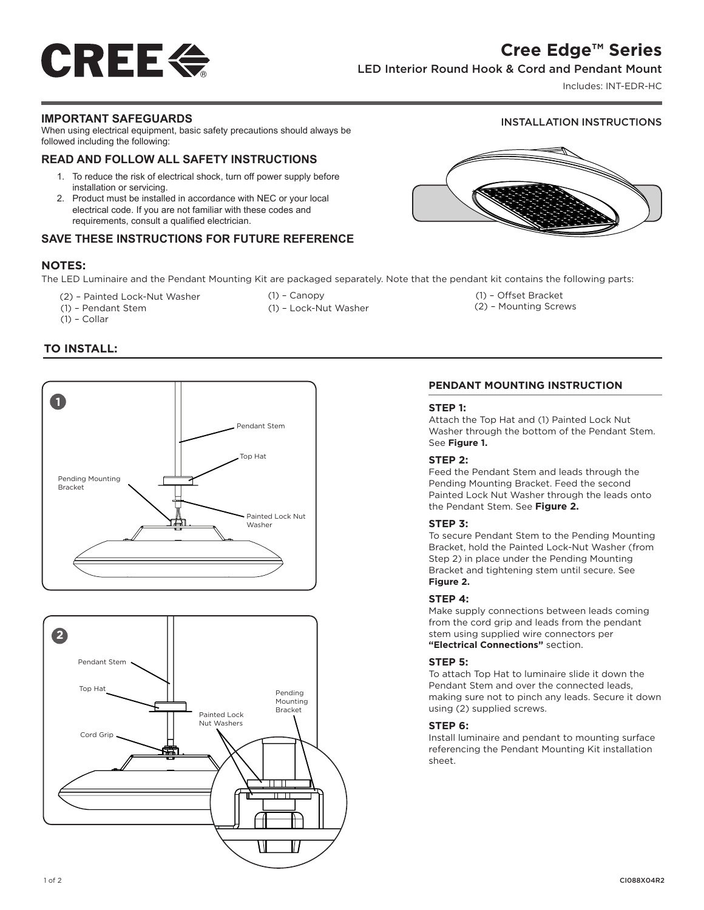# Cree Edge™ Series

LED Interior Round Hook & Cord and Pendant Mount

Includes: INT-EDR-HC

INSTALLATION INSTRUCTIONS

## IMPORTANT SAFEGUARDS

When using electrical equipment, basic safety precautions should always be followed including the following:

## READ AND FOLLOW ALL SAFETY INSTRUCTIONS

1. To reduce the risk of electrical shock, turn off power supply before installation or servicing.
2. Product must be installed in accordance with NEC or your local electrical code. If you are not familiar with these codes and requirements, consult a qualified electrician.

## SAVE THESE INSTRUCTIONS FOR FUTURE REFERENCE

## NOTES:

The LED Luminaire and the Pendant Mounting Kit are packaged separately. Note that the pendant kit contains the following parts:

- (2) – Painted Lock-Nut Washer
- (1) – Pendant Stem
- (1) – Collar
- (1) – Canopy
- (1) – Lock-Nut Washer
- (1) – Offset Bracket
- (2) – Mounting Screws

## TO INSTALL:

1

Pendant Stem

Top Hat

Pending Mounting Bracket

Painted Lock Nut Washer

2

Pendant Stem

Top Hat

Cord Grip

Painted Lock Nut Washers

Pending Mounting Bracket

### PENDANT MOUNTING INSTRUCTION

**STEP 1:**
Attach the Top Hat and (1) Painted Lock Nut Washer through the bottom of the Pendant Stem. See **Figure 1.**

**STEP 2:**
Feed the Pendant Stem and leads through the Pending Mounting Bracket. Feed the second Painted Lock Nut Washer through the leads onto the Pendant Stem. See **Figure 2.**

**STEP 3:**
To secure Pendant Stem to the Pending Mounting Bracket, hold the Painted Lock-Nut Washer (from Step 2) in place under the Pending Mounting Bracket and tightening stem until secure. See **Figure 2.**

**STEP 4:**
Make supply connections between leads coming from the cord grip and leads from the pendant stem using supplied wire connectors per **"Electrical Connections"** section.

**STEP 5:**
To attach Top Hat to luminaire slide it down the Pendant Stem and over the connected leads, making sure not to pinch any leads. Secure it down using (2) supplied screws.

**STEP 6:**
Install luminaire and pendant to mounting surface referencing the Pendant Mounting Kit installation sheet.

CI088X04R2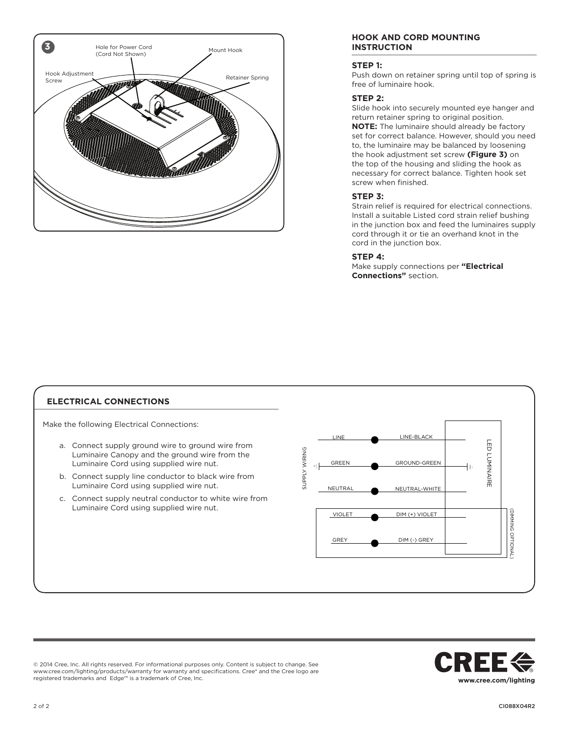3

Hole for Power Cord (Cord Not Shown)

Mount Hook

Hook Adjustment Screw

Retainer Spring

## HOOK AND CORD MOUNTING INSTRUCTION

### STEP 1:

Push down on retainer spring until top of spring is free of luminaire hook.

### STEP 2:

Slide hook into securely mounted eye hanger and return retainer spring to original position.

**NOTE:** The luminaire should already be factory set for correct balance. However, should you need to, the luminaire may be balanced by loosening the hook adjustment set screw **(Figure 3)** on the top of the housing and sliding the hook as necessary for correct balance. Tighten hook set screw when finished.

### STEP 3:

Strain relief is required for electrical connections. Install a suitable Listed cord strain relief bushing in the junction box and feed the luminaires supply cord through it or tie an overhand knot in the cord in the junction box.

### STEP 4:

Make supply connections per **"Electrical Connections"** section.

## ELECTRICAL CONNECTIONS

Make the following Electrical Connections:

a. Connect supply ground wire to ground wire from Luminaire Canopy and the ground wire from the Luminaire Cord using supplied wire nut.

b. Connect supply line conductor to black wire from Luminaire Cord using supplied wire nut.

c. Connect supply neutral conductor to white wire from Luminaire Cord using supplied wire nut.

SUPPLY WIRING

LINE

LINE-BLACK

GREEN

GROUND-GREEN

NEUTRAL

NEUTRAL-WHITE

VIOLET

DIM (+) VIOLET

GREY

DIM (-) GREY

LED LUMINAIRE

(DIMMING OPTIONAL)

© 2014 Cree, Inc. All rights reserved. For informational purposes only. Content is subject to change. See www.cree.com/lighting/products/warranty for warranty and specifications. Cree® and the Cree logo are registered trademarks and Edge™ is a trademark of Cree, Inc.

www.cree.com/lighting

CI088X04R2